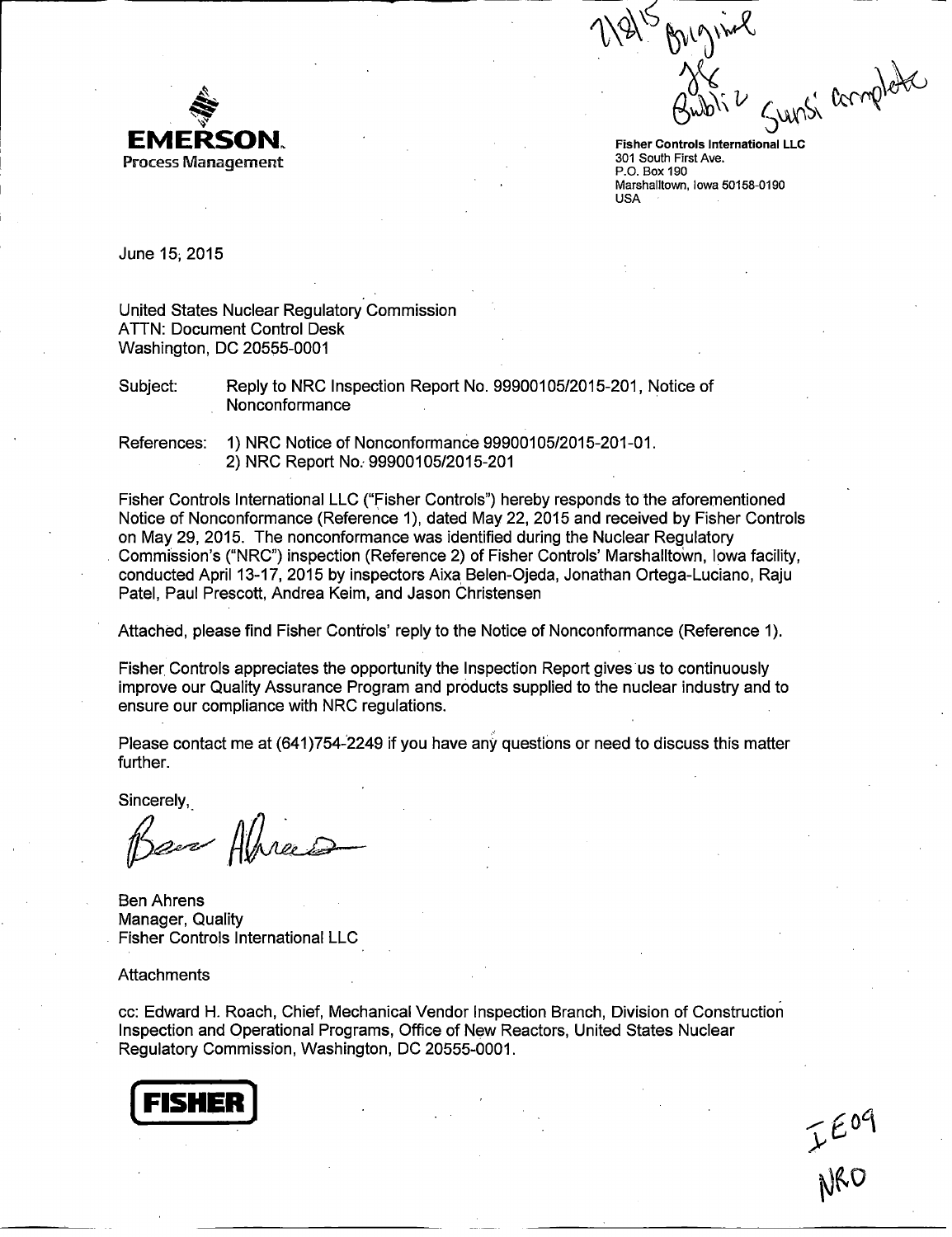7/8/15 Original
JK
Bubbliz Sunsi complete

**EMERSON.**
Process Management

**Fisher Controls International LLC**
301 South First Ave.
P.O. Box 190
Marshalltown, Iowa 50158-0190
USA

June 15, 2015

United States Nuclear Regulatory Commission
ATTN: Document Control Desk
Washington, DC 20555-0001

Subject: Reply to NRC Inspection Report No. 99900105/2015-201, Notice of Nonconformance

References: 1) NRC Notice of Nonconformance 99900105/2015-201-01.
2) NRC Report No. 99900105/2015-201

Fisher Controls International LLC ("Fisher Controls") hereby responds to the aforementioned Notice of Nonconformance (Reference 1), dated May 22, 2015 and received by Fisher Controls on May 29, 2015. The nonconformance was identified during the Nuclear Regulatory Commission's ("NRC") inspection (Reference 2) of Fisher Controls' Marshalltown, Iowa facility, conducted April 13-17, 2015 by inspectors Aixa Belen-Ojeda, Jonathan Ortega-Luciano, Raju Patel, Paul Prescott, Andrea Keim, and Jason Christensen

Attached, please find Fisher Controls' reply to the Notice of Nonconformance (Reference 1).

Fisher Controls appreciates the opportunity the Inspection Report gives us to continuously improve our Quality Assurance Program and products supplied to the nuclear industry and to ensure our compliance with NRC regulations.

Please contact me at (641)754-2249 if you have any questions or need to discuss this matter further.

Sincerely,

Ben Ahrens

Ben Ahrens
Manager, Quality
Fisher Controls International LLC

Attachments

cc: Edward H. Roach, Chief, Mechanical Vendor Inspection Branch, Division of Construction Inspection and Operational Programs, Office of New Reactors, United States Nuclear Regulatory Commission, Washington, DC 20555-0001.

**FISHER**

IE09
NRO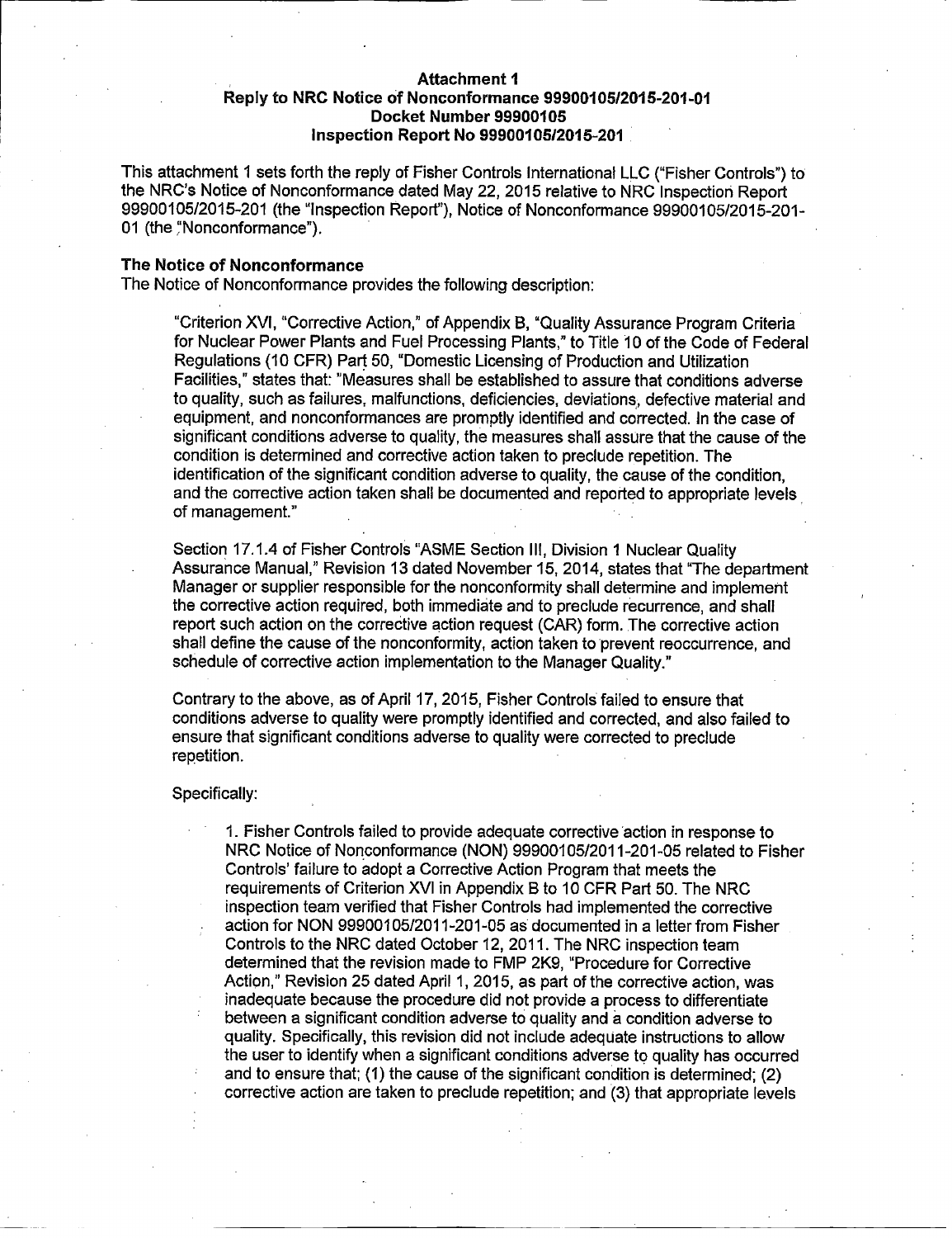**Attachment 1**
**Reply to NRC Notice of Nonconformance 99900105/2015-201-01**
**Docket Number 99900105**
**Inspection Report No 99900105/2015-201**

This attachment 1 sets forth the reply of Fisher Controls International LLC ("Fisher Controls") to the NRC's Notice of Nonconformance dated May 22, 2015 relative to NRC Inspection Report 99900105/2015-201 (the "Inspection Report"), Notice of Nonconformance 99900105/2015-201-01 (the "Nonconformance").

**The Notice of Nonconformance**

The Notice of Nonconformance provides the following description:

> "Criterion XVI, "Corrective Action," of Appendix B, "Quality Assurance Program Criteria for Nuclear Power Plants and Fuel Processing Plants," to Title 10 of the Code of Federal Regulations (10 CFR) Part 50, "Domestic Licensing of Production and Utilization Facilities," states that: "Measures shall be established to assure that conditions adverse to quality, such as failures, malfunctions, deficiencies, deviations, defective material and equipment, and nonconformances are promptly identified and corrected. In the case of significant conditions adverse to quality, the measures shall assure that the cause of the condition is determined and corrective action taken to preclude repetition. The identification of the significant condition adverse to quality, the cause of the condition, and the corrective action taken shall be documented and reported to appropriate levels of management."
>
> Section 17.1.4 of Fisher Controls "ASME Section III, Division 1 Nuclear Quality Assurance Manual," Revision 13 dated November 15, 2014, states that "The department Manager or supplier responsible for the nonconformity shall determine and implement the corrective action required, both immediate and to preclude recurrence, and shall report such action on the corrective action request (CAR) form. The corrective action shall define the cause of the nonconformity, action taken to prevent reoccurrence, and schedule of corrective action implementation to the Manager Quality."
>
> Contrary to the above, as of April 17, 2015, Fisher Controls failed to ensure that conditions adverse to quality were promptly identified and corrected, and also failed to ensure that significant conditions adverse to quality were corrected to preclude repetition.
>
> Specifically:
>
> 1. Fisher Controls failed to provide adequate corrective action in response to NRC Notice of Nonconformance (NON) 99900105/2011-201-05 related to Fisher Controls' failure to adopt a Corrective Action Program that meets the requirements of Criterion XVI in Appendix B to 10 CFR Part 50. The NRC inspection team verified that Fisher Controls had implemented the corrective action for NON 99900105/2011-201-05 as documented in a letter from Fisher Controls to the NRC dated October 12, 2011. The NRC inspection team determined that the revision made to FMP 2K9, "Procedure for Corrective Action," Revision 25 dated April 1, 2015, as part of the corrective action, was inadequate because the procedure did not provide a process to differentiate between a significant condition adverse to quality and a condition adverse to quality. Specifically, this revision did not include adequate instructions to allow the user to identify when a significant conditions adverse to quality has occurred and to ensure that; (1) the cause of the significant condition is determined; (2) corrective action are taken to preclude repetition; and (3) that appropriate levels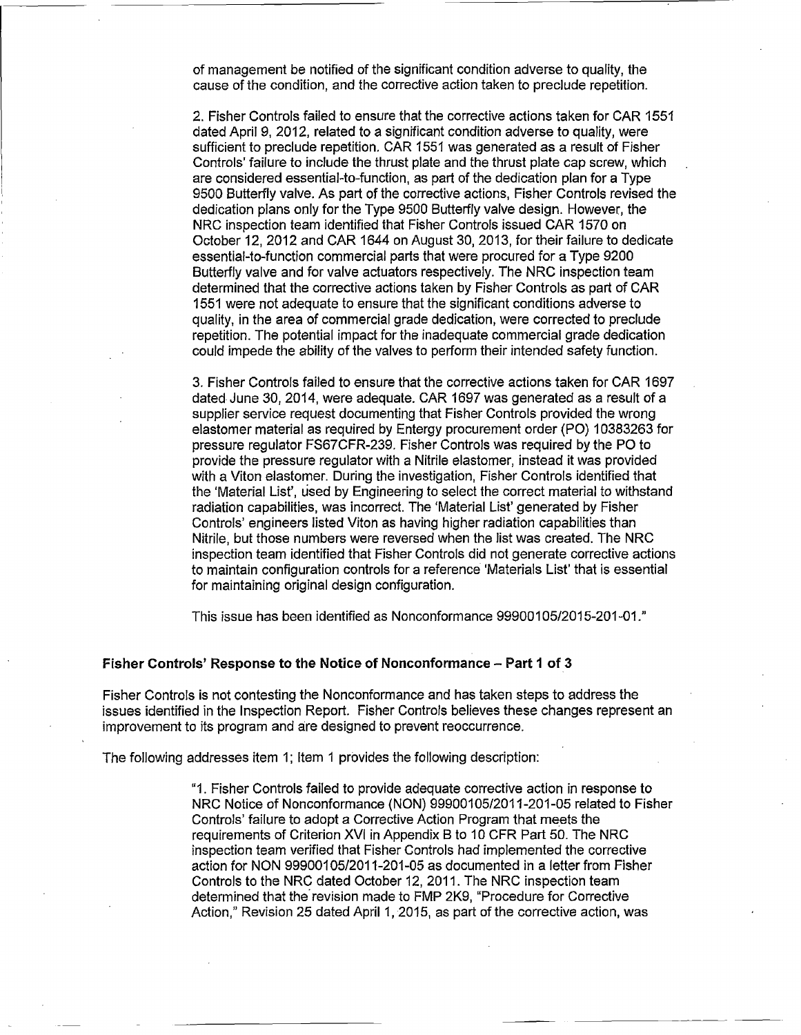of management be notified of the significant condition adverse to quality, the cause of the condition, and the corrective action taken to preclude repetition.

2. Fisher Controls failed to ensure that the corrective actions taken for CAR 1551 dated April 9, 2012, related to a significant condition adverse to quality, were sufficient to preclude repetition. CAR 1551 was generated as a result of Fisher Controls' failure to include the thrust plate and the thrust plate cap screw, which are considered essential-to-function, as part of the dedication plan for a Type 9500 Butterfly valve. As part of the corrective actions, Fisher Controls revised the dedication plans only for the Type 9500 Butterfly valve design. However, the NRC inspection team identified that Fisher Controls issued CAR 1570 on October 12, 2012 and CAR 1644 on August 30, 2013, for their failure to dedicate essential-to-function commercial parts that were procured for a Type 9200 Butterfly valve and for valve actuators respectively. The NRC inspection team determined that the corrective actions taken by Fisher Controls as part of CAR 1551 were not adequate to ensure that the significant conditions adverse to quality, in the area of commercial grade dedication, were corrected to preclude repetition. The potential impact for the inadequate commercial grade dedication could impede the ability of the valves to perform their intended safety function.

3. Fisher Controls failed to ensure that the corrective actions taken for CAR 1697 dated June 30, 2014, were adequate. CAR 1697 was generated as a result of a supplier service request documenting that Fisher Controls provided the wrong elastomer material as required by Entergy procurement order (PO) 10383263 for pressure regulator FS67CFR-239. Fisher Controls was required by the PO to provide the pressure regulator with a Nitrile elastomer, instead it was provided with a Viton elastomer. During the investigation, Fisher Controls identified that the 'Material List', used by Engineering to select the correct material to withstand radiation capabilities, was incorrect. The 'Material List' generated by Fisher Controls' engineers listed Viton as having higher radiation capabilities than Nitrile, but those numbers were reversed when the list was created. The NRC inspection team identified that Fisher Controls did not generate corrective actions to maintain configuration controls for a reference 'Materials List' that is essential for maintaining original design configuration.

This issue has been identified as Nonconformance 99900105/2015-201-01."

### Fisher Controls' Response to the Notice of Nonconformance – Part 1 of 3

Fisher Controls is not contesting the Nonconformance and has taken steps to address the issues identified in the Inspection Report. Fisher Controls believes these changes represent an improvement to its program and are designed to prevent reoccurrence.

The following addresses item 1; Item 1 provides the following description:

> "1. Fisher Controls failed to provide adequate corrective action in response to NRC Notice of Nonconformance (NON) 99900105/2011-201-05 related to Fisher Controls' failure to adopt a Corrective Action Program that meets the requirements of Criterion XVI in Appendix B to 10 CFR Part 50. The NRC inspection team verified that Fisher Controls had implemented the corrective action for NON 99900105/2011-201-05 as documented in a letter from Fisher Controls to the NRC dated October 12, 2011. The NRC inspection team determined that the revision made to FMP 2K9, "Procedure for Corrective Action," Revision 25 dated April 1, 2015, as part of the corrective action, was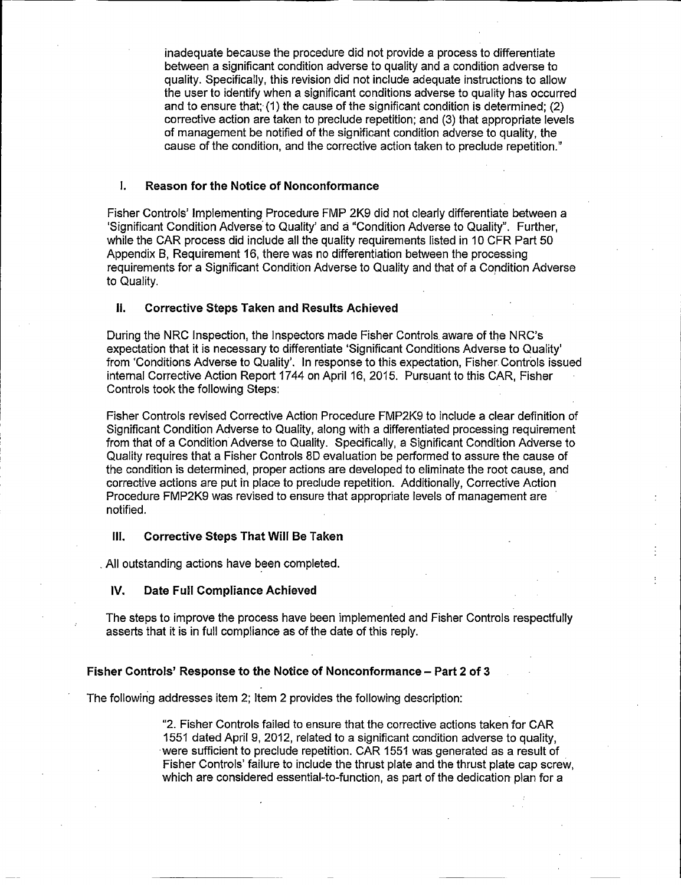inadequate because the procedure did not provide a process to differentiate between a significant condition adverse to quality and a condition adverse to quality. Specifically, this revision did not include adequate instructions to allow the user to identify when a significant conditions adverse to quality has occurred and to ensure that; (1) the cause of the significant condition is determined; (2) corrective action are taken to preclude repetition; and (3) that appropriate levels of management be notified of the significant condition adverse to quality, the cause of the condition, and the corrective action taken to preclude repetition."

### I. Reason for the Notice of Nonconformance

Fisher Controls' Implementing Procedure FMP 2K9 did not clearly differentiate between a 'Significant Condition Adverse to Quality' and a "Condition Adverse to Quality". Further, while the CAR process did include all the quality requirements listed in 10 CFR Part 50 Appendix B, Requirement 16, there was no differentiation between the processing requirements for a Significant Condition Adverse to Quality and that of a Condition Adverse to Quality.

### II. Corrective Steps Taken and Results Achieved

During the NRC Inspection, the Inspectors made Fisher Controls aware of the NRC's expectation that it is necessary to differentiate 'Significant Conditions Adverse to Quality' from 'Conditions Adverse to Quality'. In response to this expectation, Fisher Controls issued internal Corrective Action Report 1744 on April 16, 2015. Pursuant to this CAR, Fisher Controls took the following Steps:

Fisher Controls revised Corrective Action Procedure FMP2K9 to include a clear definition of Significant Condition Adverse to Quality, along with a differentiated processing requirement from that of a Condition Adverse to Quality. Specifically, a Significant Condition Adverse to Quality requires that a Fisher Controls 8D evaluation be performed to assure the cause of the condition is determined, proper actions are developed to eliminate the root cause, and corrective actions are put in place to preclude repetition. Additionally, Corrective Action Procedure FMP2K9 was revised to ensure that appropriate levels of management are notified.

### III. Corrective Steps That Will Be Taken

All outstanding actions have been completed.

### IV. Date Full Compliance Achieved

The steps to improve the process have been implemented and Fisher Controls respectfully asserts that it is in full compliance as of the date of this reply.

## Fisher Controls' Response to the Notice of Nonconformance – Part 2 of 3

The following addresses item 2; Item 2 provides the following description:

"2. Fisher Controls failed to ensure that the corrective actions taken for CAR 1551 dated April 9, 2012, related to a significant condition adverse to quality, were sufficient to preclude repetition. CAR 1551 was generated as a result of Fisher Controls' failure to include the thrust plate and the thrust plate cap screw, which are considered essential-to-function, as part of the dedication plan for a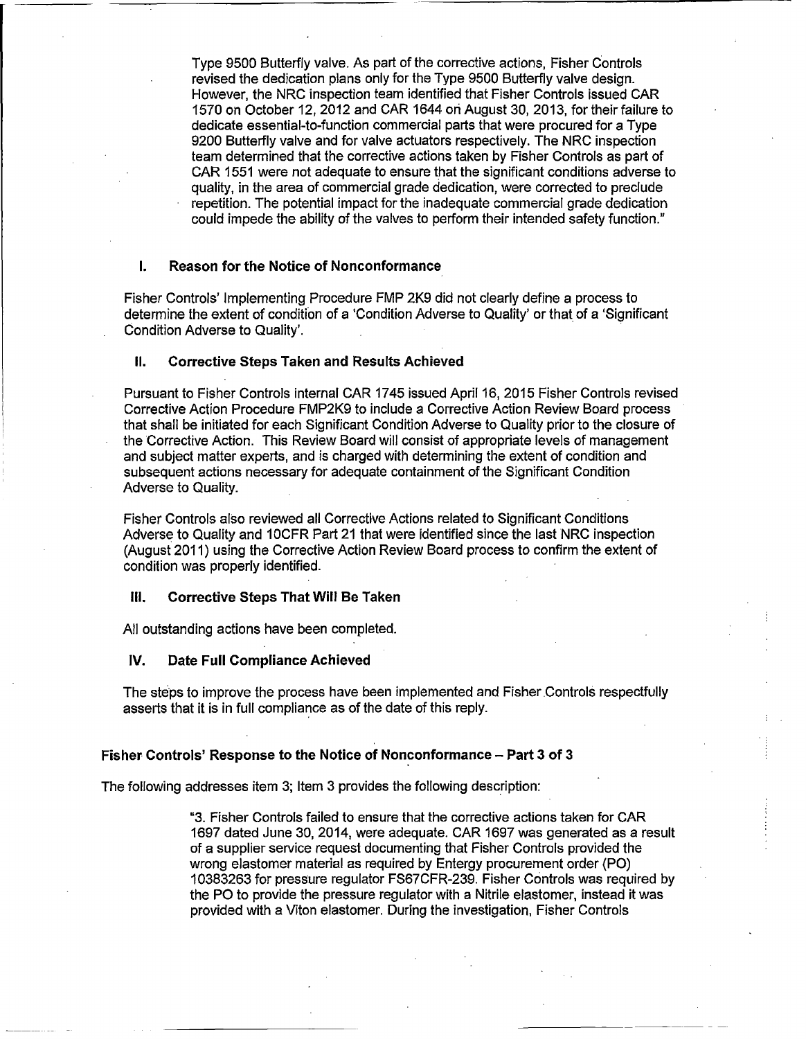> Type 9500 Butterfly valve. As part of the corrective actions, Fisher Controls revised the dedication plans only for the Type 9500 Butterfly valve design. However, the NRC inspection team identified that Fisher Controls issued CAR 1570 on October 12, 2012 and CAR 1644 on August 30, 2013, for their failure to dedicate essential-to-function commercial parts that were procured for a Type 9200 Butterfly valve and for valve actuators respectively. The NRC inspection team determined that the corrective actions taken by Fisher Controls as part of CAR 1551 were not adequate to ensure that the significant conditions adverse to quality, in the area of commercial grade dedication, were corrected to preclude repetition. The potential impact for the inadequate commercial grade dedication could impede the ability of the valves to perform their intended safety function."

### I. Reason for the Notice of Nonconformance

Fisher Controls' Implementing Procedure FMP 2K9 did not clearly define a process to determine the extent of condition of a 'Condition Adverse to Quality' or that of a 'Significant Condition Adverse to Quality'.

### II. Corrective Steps Taken and Results Achieved

Pursuant to Fisher Controls internal CAR 1745 issued April 16, 2015 Fisher Controls revised Corrective Action Procedure FMP2K9 to include a Corrective Action Review Board process that shall be initiated for each Significant Condition Adverse to Quality prior to the closure of the Corrective Action. This Review Board will consist of appropriate levels of management and subject matter experts, and is charged with determining the extent of condition and subsequent actions necessary for adequate containment of the Significant Condition Adverse to Quality.

Fisher Controls also reviewed all Corrective Actions related to Significant Conditions Adverse to Quality and 10CFR Part 21 that were identified since the last NRC inspection (August 2011) using the Corrective Action Review Board process to confirm the extent of condition was properly identified.

### III. Corrective Steps That Will Be Taken

All outstanding actions have been completed.

### IV. Date Full Compliance Achieved

The steps to improve the process have been implemented and Fisher Controls respectfully asserts that it is in full compliance as of the date of this reply.

## Fisher Controls' Response to the Notice of Nonconformance – Part 3 of 3

The following addresses item 3; Item 3 provides the following description:

> "3. Fisher Controls failed to ensure that the corrective actions taken for CAR 1697 dated June 30, 2014, were adequate. CAR 1697 was generated as a result of a supplier service request documenting that Fisher Controls provided the wrong elastomer material as required by Entergy procurement order (PO) 10383263 for pressure regulator FS67CFR-239. Fisher Controls was required by the PO to provide the pressure regulator with a Nitrile elastomer, instead it was provided with a Viton elastomer. During the investigation, Fisher Controls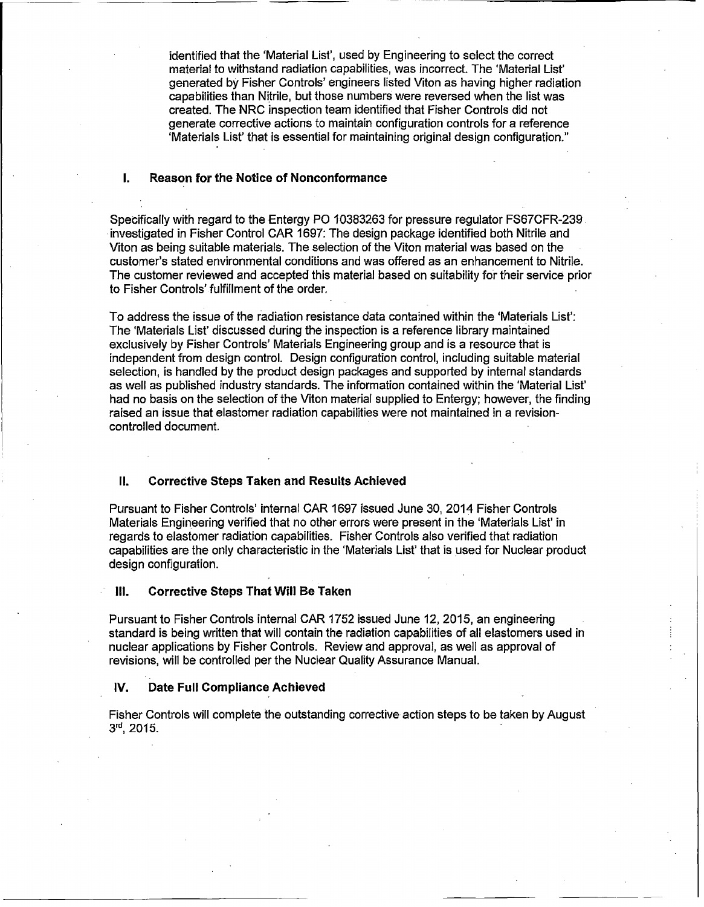identified that the 'Material List', used by Engineering to select the correct material to withstand radiation capabilities, was incorrect. The 'Material List' generated by Fisher Controls' engineers listed Viton as having higher radiation capabilities than Nitrile, but those numbers were reversed when the list was created. The NRC inspection team identified that Fisher Controls did not generate corrective actions to maintain configuration controls for a reference 'Materials List' that is essential for maintaining original design configuration."

## I. Reason for the Notice of Nonconformance

Specifically with regard to the Entergy PO 10383263 for pressure regulator FS67CFR-239 investigated in Fisher Control CAR 1697: The design package identified both Nitrile and Viton as being suitable materials. The selection of the Viton material was based on the customer's stated environmental conditions and was offered as an enhancement to Nitrile. The customer reviewed and accepted this material based on suitability for their service prior to Fisher Controls' fulfillment of the order.

To address the issue of the radiation resistance data contained within the 'Materials List': The 'Materials List' discussed during the inspection is a reference library maintained exclusively by Fisher Controls' Materials Engineering group and is a resource that is independent from design control. Design configuration control, including suitable material selection, is handled by the product design packages and supported by internal standards as well as published industry standards. The information contained within the 'Material List' had no basis on the selection of the Viton material supplied to Entergy; however, the finding raised an issue that elastomer radiation capabilities were not maintained in a revision-controlled document.

## II. Corrective Steps Taken and Results Achieved

Pursuant to Fisher Controls' internal CAR 1697 issued June 30, 2014 Fisher Controls Materials Engineering verified that no other errors were present in the 'Materials List' in regards to elastomer radiation capabilities. Fisher Controls also verified that radiation capabilities are the only characteristic in the 'Materials List' that is used for Nuclear product design configuration.

## III. Corrective Steps That Will Be Taken

Pursuant to Fisher Controls internal CAR 1752 issued June 12, 2015, an engineering standard is being written that will contain the radiation capabilities of all elastomers used in nuclear applications by Fisher Controls. Review and approval, as well as approval of revisions, will be controlled per the Nuclear Quality Assurance Manual.

## IV. Date Full Compliance Achieved

Fisher Controls will complete the outstanding corrective action steps to be taken by August 3rd, 2015.